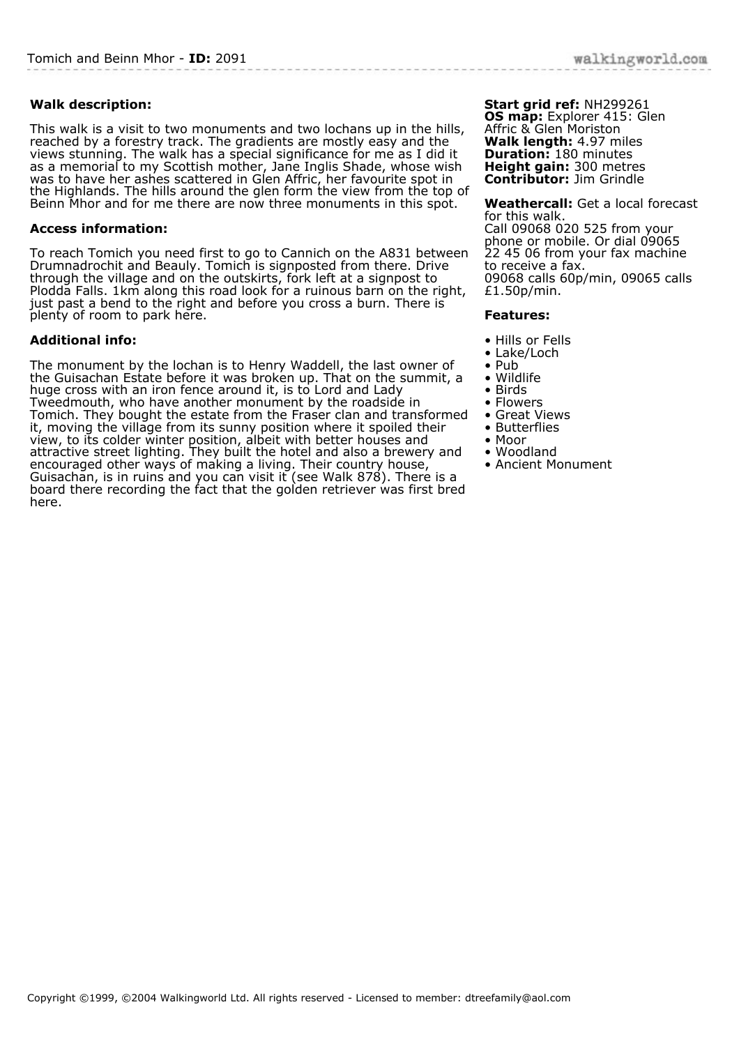## Walk description:

This walk is a visit to two monuments and two lochans up in the hills, reached by a forestry track. The gradients are mostly easy and the views stunning. The walk has a special significance for me as I did it as a memorial to my Scottish mother, Jane Inglis Shade, whose wish was to have her ashes scattered in Glen Affric, her favourite spot in the Highlands. The hills around the glen form the view from the top of Beinn Mhor and for me there are now three monuments in this spot.

## Access information:

To reach Tomich you need first to go to Cannich on the A831 between Drumnadrochit and Beauly. Tomich is signposted from there. Drive through the village and on the outskirts, fork left at a signpost to Plodda Falls. 1km along this road look for a ruinous barn on the right, just past a bend to the right and before you cross a burn. There is plenty of room to park here.

## Additional info:

The monument by the lochan is to Henry Waddell, the last owner of the Guisachan Estate before it was broken up. That on the summit, a huge cross with an iron fence around it, is to Lord and Lady Tweedmouth, who have another monument by the roadside in Tomich. They bought the estate from the Fraser clan and transformed it, moving the village from its sunny position where it spoiled their view, to its colder winter position, albeit with better houses and attractive street lighting. They built the hotel and also a brewery and encouraged other ways of making a living. Their country house, Guisachan, is in ruins and you can visit it (see Walk 878). There is a board there recording the fact that the golden retriever was first bred here.

**Start grid ref:** NH299261
**OS map:** Explorer 415: Glen Affric & Glen Moriston
**Walk length:** 4.97 miles
**Duration:** 180 minutes
**Height gain:** 300 metres
**Contributor:** Jim Grindle

**Weathercall:** Get a local forecast for this walk.
Call 09068 020 525 from your phone or mobile. Or dial 09065 22 45 06 from your fax machine to receive a fax.
09068 calls 60p/min, 09065 calls £1.50p/min.

**Features:**

- Hills or Fells
- Lake/Loch
- Pub
- Wildlife
- Birds
- Flowers
- Great Views
- Butterflies
- Moor
- Woodland
- Ancient Monument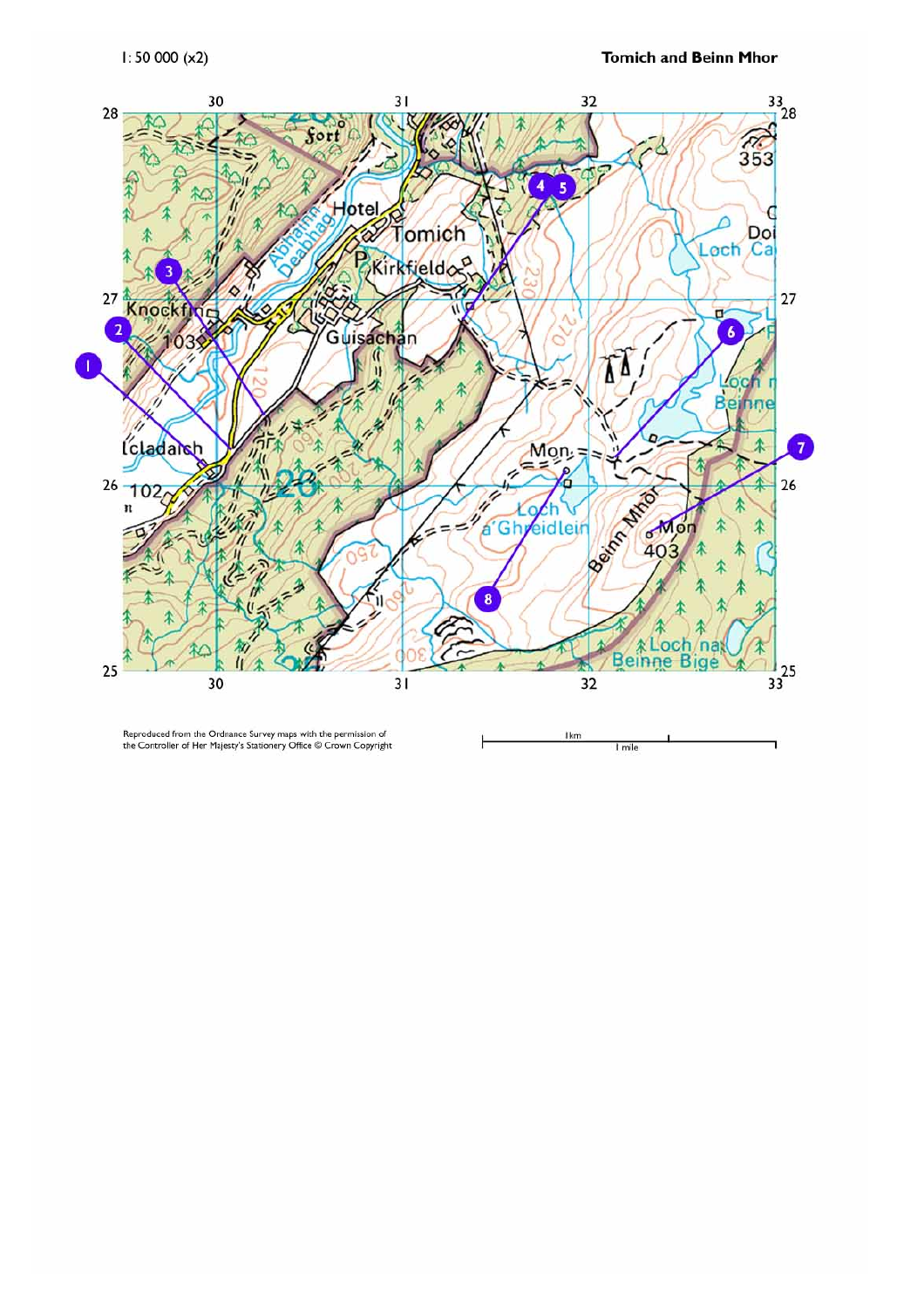1: 50 000 (x2)

**Tomich and Beinn Mhor**

Reproduced from the Ordnance Survey maps with the permission of the Controller of Her Majesty's Stationery Office © Crown Copyright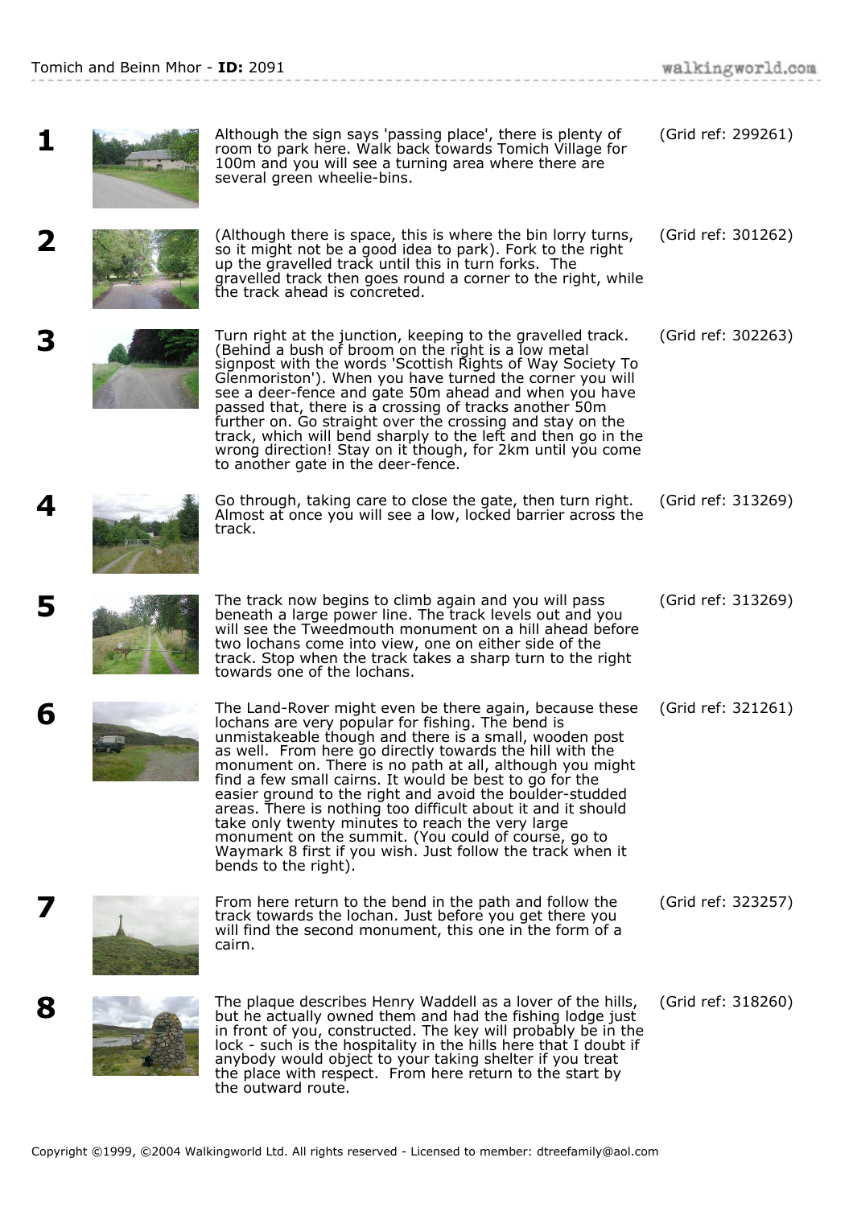**1** Although the sign says 'passing place', there is plenty of room to park here. Walk back towards Tomich Village for 100m and you will see a turning area where there are several green wheelie-bins. (Grid ref: 299261)

**2** (Although there is space, this is where the bin lorry turns, so it might not be a good idea to park). Fork to the right up the gravelled track until this in turn forks. The gravelled track then goes round a corner to the right, while the track ahead is concreted. (Grid ref: 301262)

**3** Turn right at the junction, keeping to the gravelled track. (Behind a bush of broom on the right is a low metal signpost with the words 'Scottish Rights of Way Society To Glenmoriston'). When you have turned the corner you will see a deer-fence and gate 50m ahead and when you have passed that, there is a crossing of tracks another 50m further on. Go straight over the crossing and stay on the track, which will bend sharply to the left and then go in the wrong direction! Stay on it though, for 2km until you come to another gate in the deer-fence. (Grid ref: 302263)

**4** Go through, taking care to close the gate, then turn right. Almost at once you will see a low, locked barrier across the track. (Grid ref: 313269)

**5** The track now begins to climb again and you will pass beneath a large power line. The track levels out and you will see the Tweedmouth monument on a hill ahead before two lochans come into view, one on either side of the track. Stop when the track takes a sharp turn to the right towards one of the lochans. (Grid ref: 313269)

**6** The Land-Rover might even be there again, because these lochans are very popular for fishing. The bend is unmistakeable though and there is a small, wooden post as well. From here go directly towards the hill with the monument on. There is no path at all, although you might find a few small cairns. It would be best to go for the easier ground to the right and avoid the boulder-studded areas. There is nothing too difficult about it and it should take only twenty minutes to reach the very large monument on the summit. (You could of course, go to Waymark 8 first if you wish. Just follow the track when it bends to the right). (Grid ref: 321261)

**7** From here return to the bend in the path and follow the track towards the lochan. Just before you get there you will find the second monument, this one in the form of a cairn. (Grid ref: 323257)

**8** The plaque describes Henry Waddell as a lover of the hills, but he actually owned them and had the fishing lodge just in front of you, constructed. The key will probably be in the lock - such is the hospitality in the hills here that I doubt if anybody would object to your taking shelter if you treat the place with respect. From here return to the start by the outward route. (Grid ref: 318260)